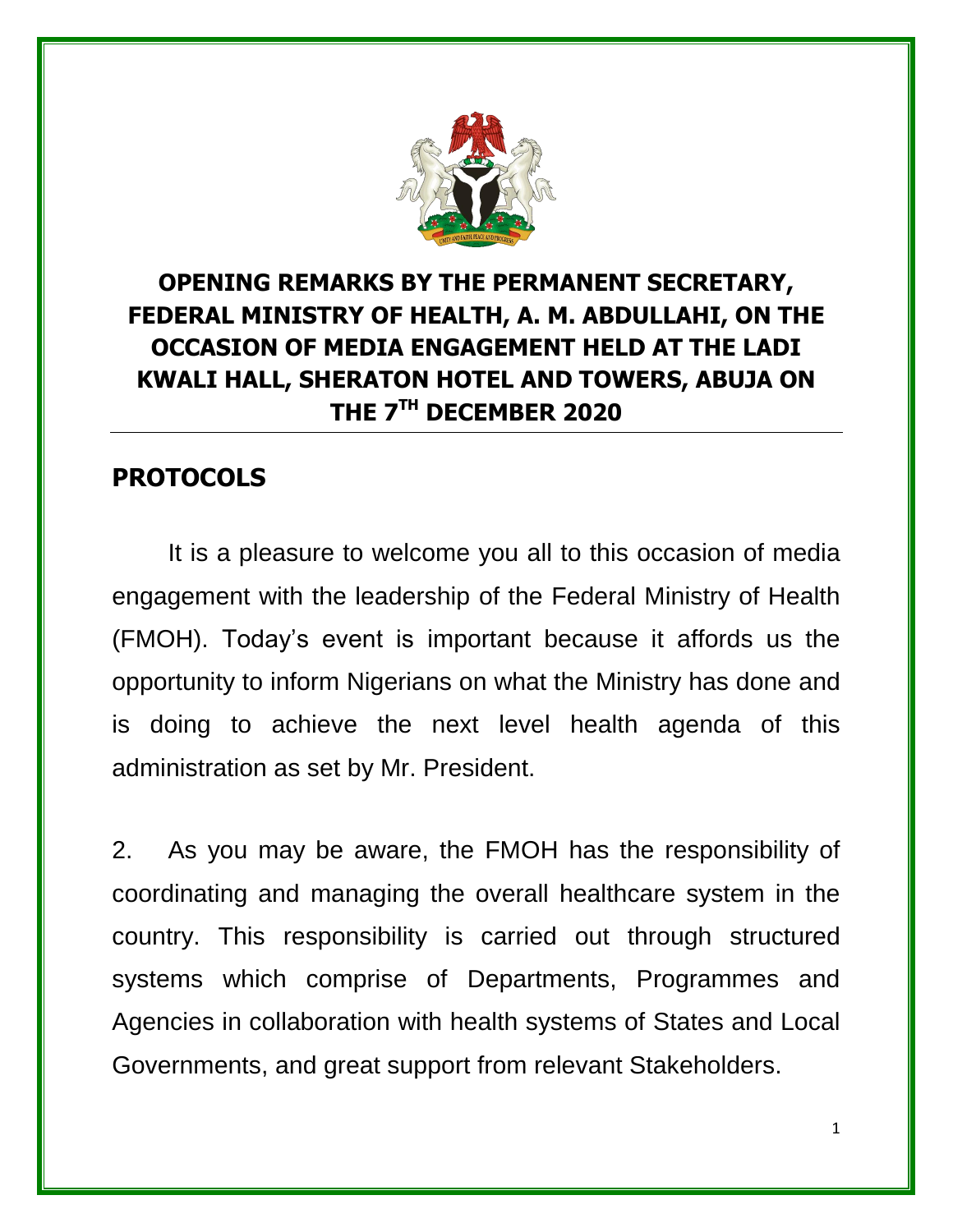# OPENING REMARKS BY THE PERMANENT SECRETARY, FEDERAL MINISTRY OF HEALTH, A. M. ABDULLAHI, ON THE OCCASION OF MEDIA ENGAGEMENT HELD AT THE LADI KWALI HALL, SHERATON HOTEL AND TOWERS, ABUJA ON THE 7TH DECEMBER 2020

## PROTOCOLS

It is a pleasure to welcome you all to this occasion of media engagement with the leadership of the Federal Ministry of Health (FMOH). Today's event is important because it affords us the opportunity to inform Nigerians on what the Ministry has done and is doing to achieve the next level health agenda of this administration as set by Mr. President.

2. As you may be aware, the FMOH has the responsibility of coordinating and managing the overall healthcare system in the country. This responsibility is carried out through structured systems which comprise of Departments, Programmes and Agencies in collaboration with health systems of States and Local Governments, and great support from relevant Stakeholders.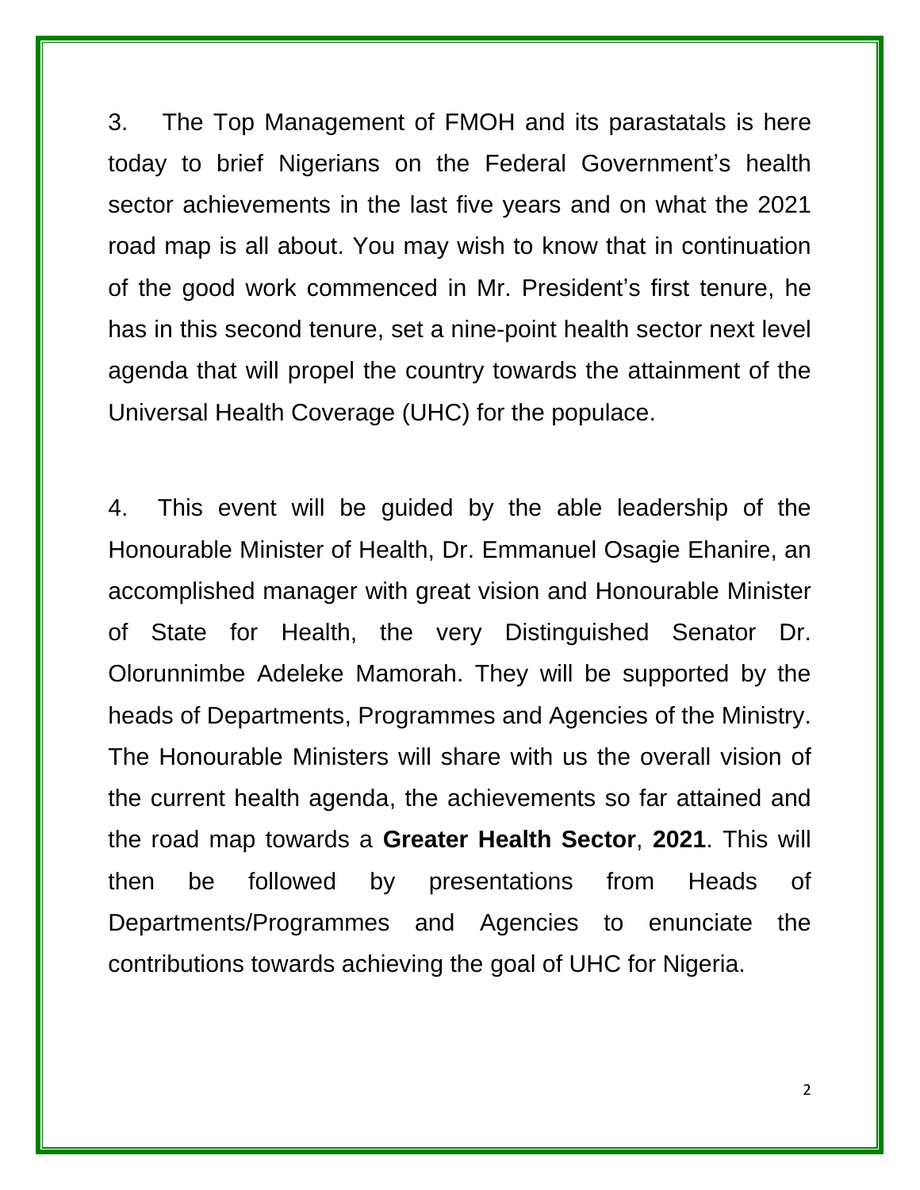3. The Top Management of FMOH and its parastatals is here today to brief Nigerians on the Federal Government's health sector achievements in the last five years and on what the 2021 road map is all about. You may wish to know that in continuation of the good work commenced in Mr. President's first tenure, he has in this second tenure, set a nine-point health sector next level agenda that will propel the country towards the attainment of the Universal Health Coverage (UHC) for the populace.

4. This event will be guided by the able leadership of the Honourable Minister of Health, Dr. Emmanuel Osagie Ehanire, an accomplished manager with great vision and Honourable Minister of State for Health, the very Distinguished Senator Dr. Olorunnimbe Adeleke Mamorah. They will be supported by the heads of Departments, Programmes and Agencies of the Ministry. The Honourable Ministers will share with us the overall vision of the current health agenda, the achievements so far attained and the road map towards a **Greater Health Sector**, **2021**. This will then be followed by presentations from Heads of Departments/Programmes and Agencies to enunciate the contributions towards achieving the goal of UHC for Nigeria.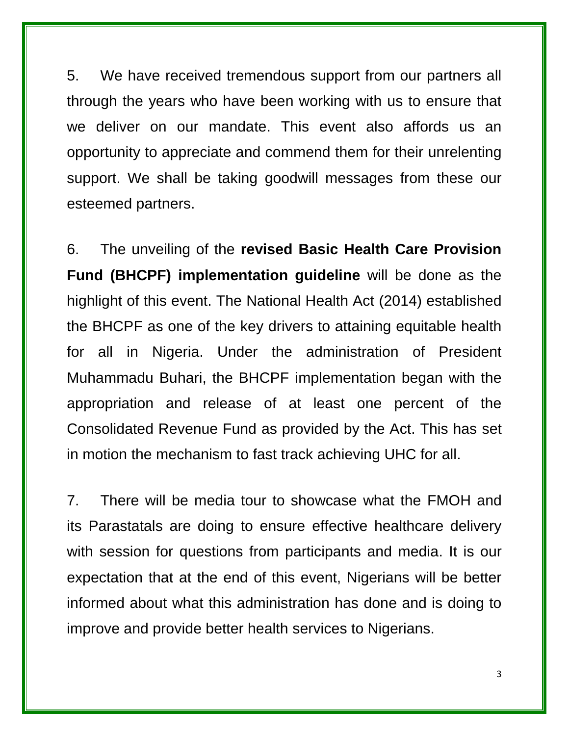5. We have received tremendous support from our partners all through the years who have been working with us to ensure that we deliver on our mandate. This event also affords us an opportunity to appreciate and commend them for their unrelenting support. We shall be taking goodwill messages from these our esteemed partners.

6. The unveiling of the **revised Basic Health Care Provision Fund (BHCPF) implementation guideline** will be done as the highlight of this event. The National Health Act (2014) established the BHCPF as one of the key drivers to attaining equitable health for all in Nigeria. Under the administration of President Muhammadu Buhari, the BHCPF implementation began with the appropriation and release of at least one percent of the Consolidated Revenue Fund as provided by the Act. This has set in motion the mechanism to fast track achieving UHC for all.

7. There will be media tour to showcase what the FMOH and its Parastatals are doing to ensure effective healthcare delivery with session for questions from participants and media. It is our expectation that at the end of this event, Nigerians will be better informed about what this administration has done and is doing to improve and provide better health services to Nigerians.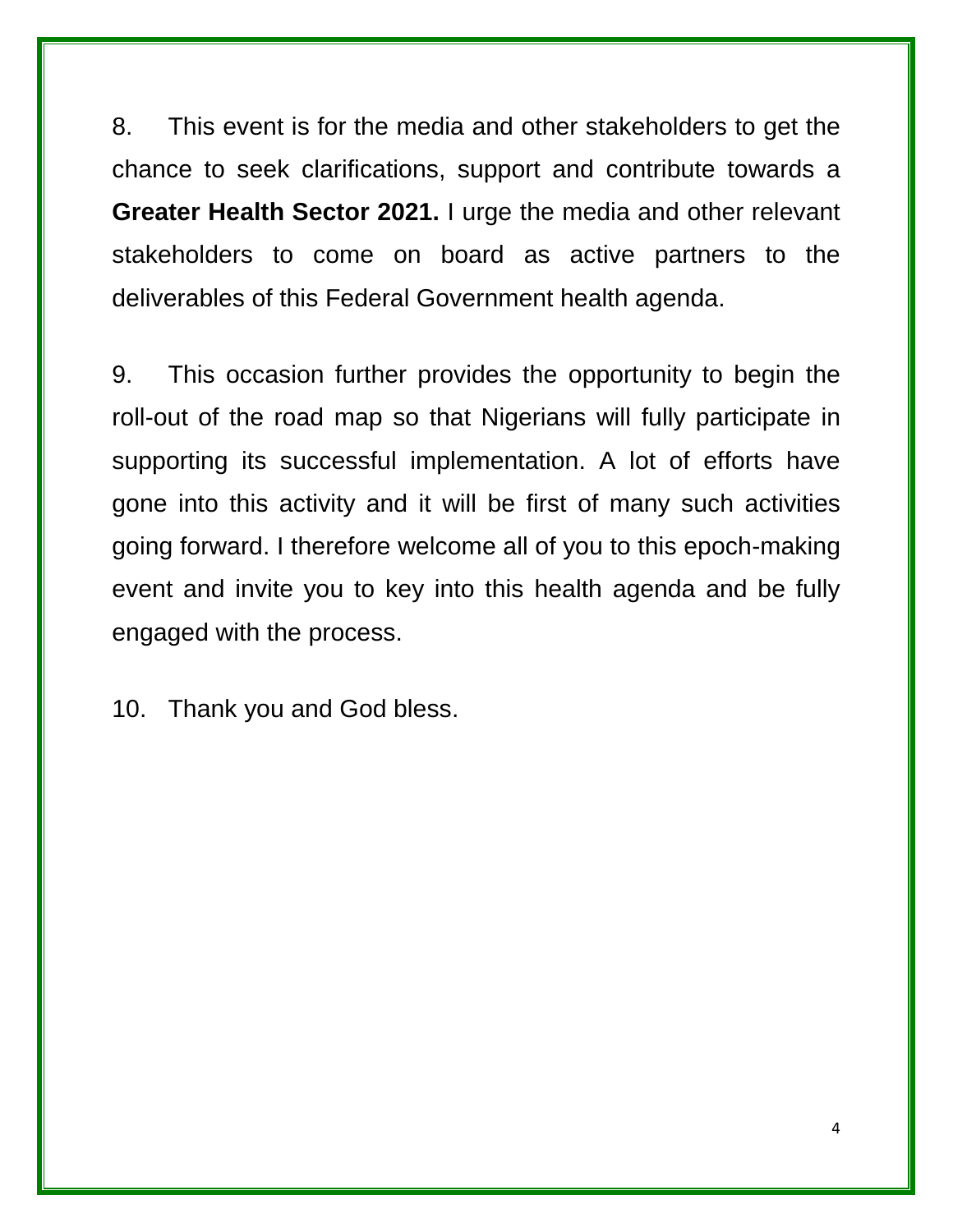8. This event is for the media and other stakeholders to get the chance to seek clarifications, support and contribute towards a **Greater Health Sector 2021.** I urge the media and other relevant stakeholders to come on board as active partners to the deliverables of this Federal Government health agenda.

9. This occasion further provides the opportunity to begin the roll-out of the road map so that Nigerians will fully participate in supporting its successful implementation. A lot of efforts have gone into this activity and it will be first of many such activities going forward. I therefore welcome all of you to this epoch-making event and invite you to key into this health agenda and be fully engaged with the process.

10. Thank you and God bless.